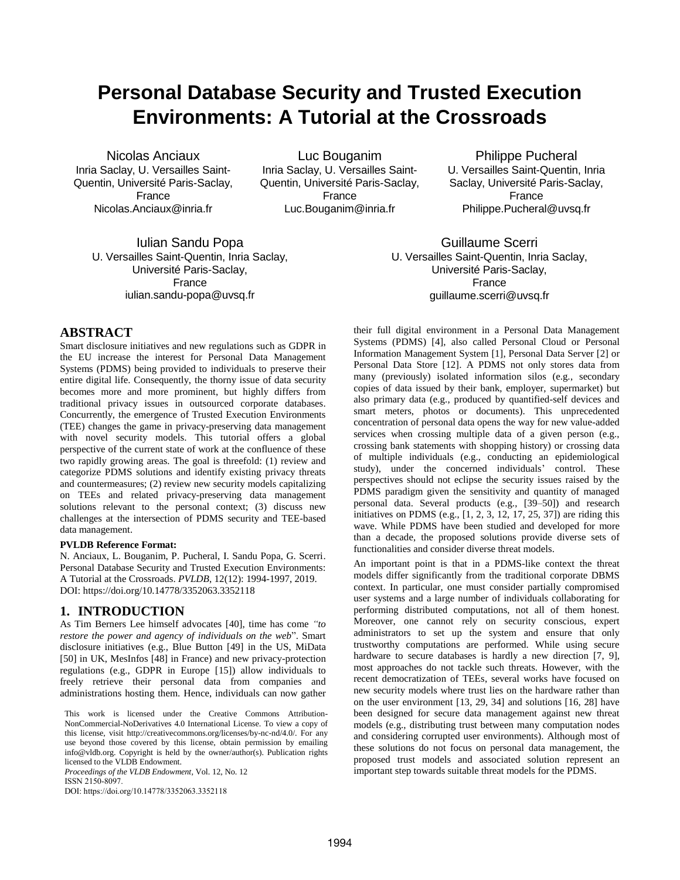# Personal Database Security and Trusted Execution Environments: A Tutorial at the Crossroads

Nicolas Anciaux
Inria Saclay, U. Versailles Saint-Quentin, Université Paris-Saclay, France
Nicolas.Anciaux@inria.fr

Luc Bouganim
Inria Saclay, U. Versailles Saint-Quentin, Université Paris-Saclay, France
Luc.Bouganim@inria.fr

Philippe Pucheral
U. Versailles Saint-Quentin, Inria Saclay, Université Paris-Saclay, France
Philippe.Pucheral@uvsq.fr

Iulian Sandu Popa
U. Versailles Saint-Quentin, Inria Saclay, Université Paris-Saclay, France
iulian.sandu-popa@uvsq.fr

Guillaume Scerri
U. Versailles Saint-Quentin, Inria Saclay, Université Paris-Saclay, France
guillaume.scerri@uvsq.fr

## ABSTRACT

Smart disclosure initiatives and new regulations such as GDPR in the EU increase the interest for Personal Data Management Systems (PDMS) being provided to individuals to preserve their entire digital life. Consequently, the thorny issue of data security becomes more and more prominent, but highly differs from traditional privacy issues in outsourced corporate databases. Concurrently, the emergence of Trusted Execution Environments (TEE) changes the game in privacy-preserving data management with novel security models. This tutorial offers a global perspective of the current state of work at the confluence of these two rapidly growing areas. The goal is threefold: (1) review and categorize PDMS solutions and identify existing privacy threats and countermeasures; (2) review new security models capitalizing on TEEs and related privacy-preserving data management solutions relevant to the personal context; (3) discuss new challenges at the intersection of PDMS security and TEE-based data management.

**PVLDB Reference Format:**

N. Anciaux, L. Bouganim, P. Pucheral, I. Sandu Popa, G. Scerri. Personal Database Security and Trusted Execution Environments: A Tutorial at the Crossroads. *PVLDB*, 12(12): 1994-1997, 2019. DOI: https://doi.org/10.14778/3352063.3352118

## 1. INTRODUCTION

As Tim Berners Lee himself advocates [40], time has come *"to restore the power and agency of individuals on the web"*. Smart disclosure initiatives (e.g., Blue Button [49] in the US, MiData [50] in UK, MesInfos [48] in France) and new privacy-protection regulations (e.g., GDPR in Europe [15]) allow individuals to freely retrieve their personal data from companies and administrations hosting them. Hence, individuals can now gather their full digital environment in a Personal Data Management Systems (PDMS) [4], also called Personal Cloud or Personal Information Management System [1], Personal Data Server [2] or Personal Data Store [12]. A PDMS not only stores data from many (previously) isolated information silos (e.g., secondary copies of data issued by their bank, employer, supermarket) but also primary data (e.g., produced by quantified-self devices and smart meters, photos or documents). This unprecedented concentration of personal data opens the way for new value-added services when crossing multiple data of a given person (e.g., crossing bank statements with shopping history) or crossing data of multiple individuals (e.g., conducting an epidemiological study), under the concerned individuals' control. These perspectives should not eclipse the security issues raised by the PDMS paradigm given the sensitivity and quantity of managed personal data. Several products (e.g., [39–50]) and research initiatives on PDMS (e.g., [1, 2, 3, 12, 17, 25, 37]) are riding this wave. While PDMS have been studied and developed for more than a decade, the proposed solutions provide diverse sets of functionalities and consider diverse threat models.

An important point is that in a PDMS-like context the threat models differ significantly from the traditional corporate DBMS context. In particular, one must consider partially compromised user systems and a large number of individuals collaborating for performing distributed computations, not all of them honest. Moreover, one cannot rely on security conscious, expert administrators to set up the system and ensure that only trustworthy computations are performed. While using secure hardware to secure databases is hardly a new direction [7, 9], most approaches do not tackle such threats. However, with the recent democratization of TEEs, several works have focused on new security models where trust lies on the hardware rather than on the user environment [13, 29, 34] and solutions [16, 28] have been designed for secure data management against new threat models (e.g., distributing trust between many computation nodes and considering corrupted user environments). Although most of these solutions do not focus on personal data management, the proposed trust models and associated solution represent an important step towards suitable threat models for the PDMS.

This work is licensed under the Creative Commons Attribution-NonCommercial-NoDerivatives 4.0 International License. To view a copy of this license, visit http://creativecommons.org/licenses/by-nc-nd/4.0/. For any use beyond those covered by this license, obtain permission by emailing info@vldb.org. Copyright is held by the owner/author(s). Publication rights licensed to the VLDB Endowment.
*Proceedings of the VLDB Endowment*, Vol. 12, No. 12
ISSN 2150-8097.
DOI: https://doi.org/10.14778/3352063.3352118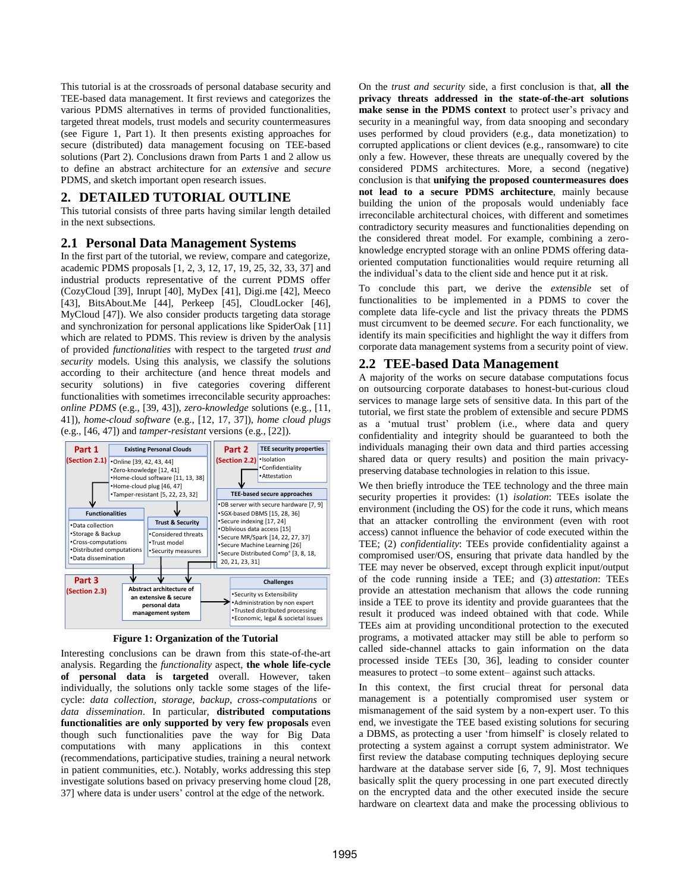This tutorial is at the crossroads of personal database security and TEE-based data management. It first reviews and categorizes the various PDMS alternatives in terms of provided functionalities, targeted threat models, trust models and security countermeasures (see Figure 1, Part 1). It then presents existing approaches for secure (distributed) data management focusing on TEE-based solutions (Part 2). Conclusions drawn from Parts 1 and 2 allow us to define an abstract architecture for an *extensive* and *secure* PDMS, and sketch important open research issues.

## 2. DETAILED TUTORIAL OUTLINE

This tutorial consists of three parts having similar length detailed in the next subsections.

### 2.1 Personal Data Management Systems

In the first part of the tutorial, we review, compare and categorize, academic PDMS proposals [1, 2, 3, 12, 17, 19, 25, 32, 33, 37] and industrial products representative of the current PDMS offer (CozyCloud [39], Inrupt [40], MyDex [41], Digi.me [42], Meeco [43], BitsAbout.Me [44], Perkeep [45], CloudLocker [46], MyCloud [47]). We also consider products targeting data storage and synchronization for personal applications like SpiderOak [11] which are related to PDMS. This review is driven by the analysis of provided *functionalities* with respect to the targeted *trust and security* models. Using this analysis, we classify the solutions according to their architecture (and hence threat models and security solutions) in five categories covering different functionalities with sometimes irreconcilable security approaches: *online PDMS* (e.g., [39, 43]), *zero-knowledge* solutions (e.g., [11, 41]), *home-cloud software* (e.g., [12, 17, 37]), *home cloud plugs* (e.g., [46, 47]) and *tamper-resistant* versions (e.g., [22]).

**Figure 1: Organization of the Tutorial**

Interesting conclusions can be drawn from this state-of-the-art analysis. Regarding the *functionality* aspect, **the whole life-cycle of personal data is targeted** overall. However, taken individually, the solutions only tackle some stages of the life-cycle: *data collection*, *storage*, *backup*, *cross-computations* or *data dissemination*. In particular, **distributed computations functionalities are only supported by very few proposals** even though such functionalities pave the way for Big Data computations with many applications in this context (recommendations, participative studies, training a neural network in patient communities, etc.). Notably, works addressing this step investigate solutions based on privacy preserving home cloud [28, 37] where data is under users' control at the edge of the network.

On the *trust and security* side, a first conclusion is that, **all the privacy threats addressed in the state-of-the-art solutions make sense in the PDMS context** to protect user's privacy and security in a meaningful way, from data snooping and secondary uses performed by cloud providers (e.g., data monetization) to corrupted applications or client devices (e.g., ransomware) to cite only a few. However, these threats are unequally covered by the considered PDMS architectures. More, a second (negative) conclusion is that **unifying the proposed countermeasures does not lead to a secure PDMS architecture**, mainly because building the union of the proposals would undeniably face irreconcilable architectural choices, with different and sometimes contradictory security measures and functionalities depending on the considered threat model. For example, combining a zero-knowledge encrypted storage with an online PDMS offering data-oriented computation functionalities would require returning all the individual's data to the client side and hence put it at risk.

To conclude this part, we derive the *extensible* set of functionalities to be implemented in a PDMS to cover the complete data life-cycle and list the privacy threats the PDMS must circumvent to be deemed *secure*. For each functionality, we identify its main specificities and highlight the way it differs from corporate data management systems from a security point of view.

### 2.2 TEE-based Data Management

A majority of the works on secure database computations focus on outsourcing corporate databases to honest-but-curious cloud services to manage large sets of sensitive data. In this part of the tutorial, we first state the problem of extensible and secure PDMS as a 'mutual trust' problem (i.e., where data and query confidentiality and integrity should be guaranteed to both the individuals managing their own data and third parties accessing shared data or query results) and position the main privacy-preserving database technologies in relation to this issue.

We then briefly introduce the TEE technology and the three main security properties it provides: (1) *isolation*: TEEs isolate the environment (including the OS) for the code it runs, which means that an attacker controlling the environment (even with root access) cannot influence the behavior of code executed within the TEE; (2) *confidentiality*: TEEs provide confidentiality against a compromised user/OS, ensuring that private data handled by the TEE may never be observed, except through explicit input/output of the code running inside a TEE; and (3) *attestation*: TEEs provide an attestation mechanism that allows the code running inside a TEE to prove its identity and provide guarantees that the result it produced was indeed obtained with that code. While TEEs aim at providing unconditional protection to the executed programs, a motivated attacker may still be able to perform so called side-channel attacks to gain information on the data processed inside TEEs [30, 36], leading to consider counter measures to protect –to some extent– against such attacks.

In this context, the first crucial threat for personal data management is a potentially compromised user system or mismanagement of the said system by a non-expert user. To this end, we investigate the TEE based existing solutions for securing a DBMS, as protecting a user 'from himself' is closely related to protecting a system against a corrupt system administrator. We first review the database computing techniques deploying secure hardware at the database server side [6, 7, 9]. Most techniques basically split the query processing in one part executed directly on the encrypted data and the other executed inside the secure hardware on cleartext data and make the processing oblivious to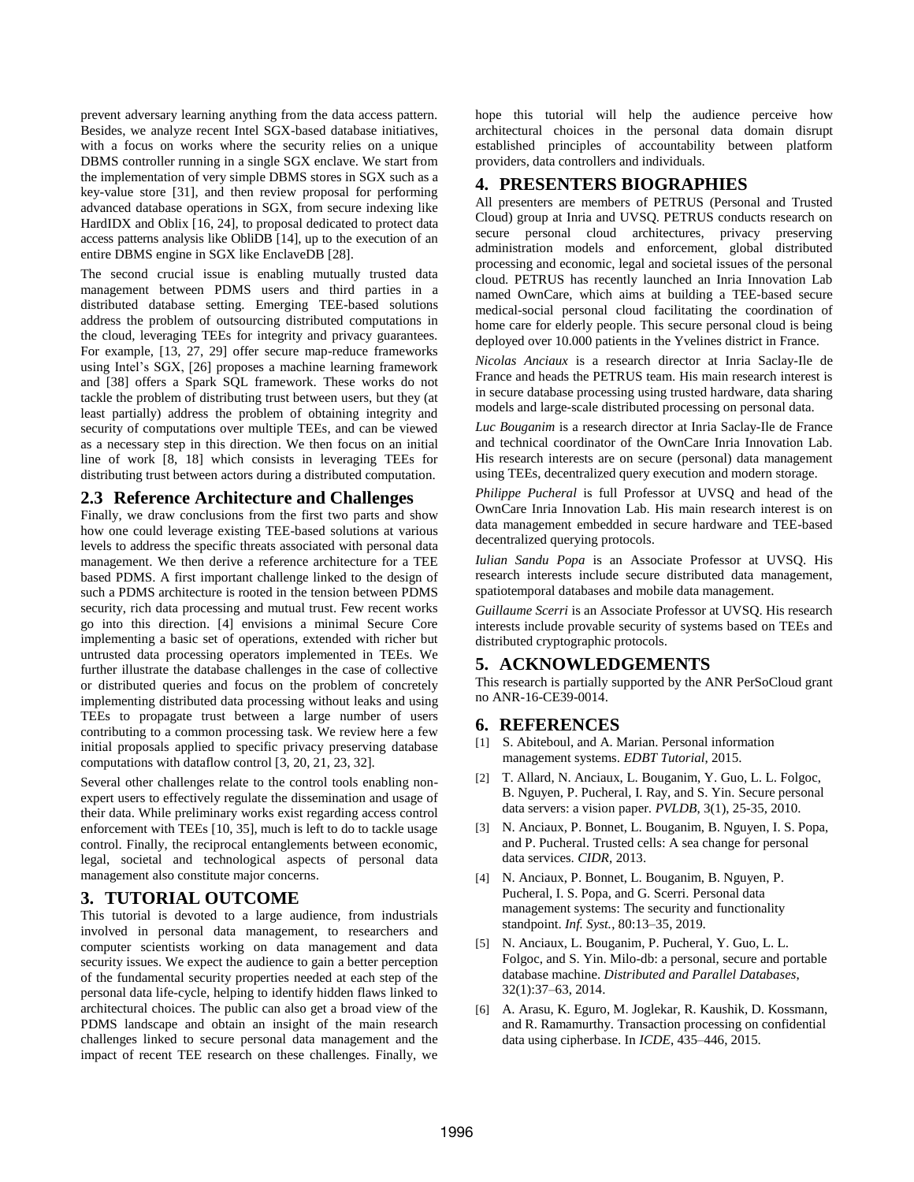prevent adversary learning anything from the data access pattern. Besides, we analyze recent Intel SGX-based database initiatives, with a focus on works where the security relies on a unique DBMS controller running in a single SGX enclave. We start from the implementation of very simple DBMS stores in SGX such as a key-value store [31], and then review proposal for performing advanced database operations in SGX, from secure indexing like HardIDX and Oblix [16, 24], to proposal dedicated to protect data access patterns analysis like ObliDB [14], up to the execution of an entire DBMS engine in SGX like EnclaveDB [28].

The second crucial issue is enabling mutually trusted data management between PDMS users and third parties in a distributed database setting. Emerging TEE-based solutions address the problem of outsourcing distributed computations in the cloud, leveraging TEEs for integrity and privacy guarantees. For example, [13, 27, 29] offer secure map-reduce frameworks using Intel's SGX, [26] proposes a machine learning framework and [38] offers a Spark SQL framework. These works do not tackle the problem of distributing trust between users, but they (at least partially) address the problem of obtaining integrity and security of computations over multiple TEEs, and can be viewed as a necessary step in this direction. We then focus on an initial line of work [8, 18] which consists in leveraging TEEs for distributing trust between actors during a distributed computation.

### 2.3 Reference Architecture and Challenges

Finally, we draw conclusions from the first two parts and show how one could leverage existing TEE-based solutions at various levels to address the specific threats associated with personal data management. We then derive a reference architecture for a TEE based PDMS. A first important challenge linked to the design of such a PDMS architecture is rooted in the tension between PDMS security, rich data processing and mutual trust. Few recent works go into this direction. [4] envisions a minimal Secure Core implementing a basic set of operations, extended with richer but untrusted data processing operators implemented in TEEs. We further illustrate the database challenges in the case of collective or distributed queries and focus on the problem of concretely implementing distributed data processing without leaks and using TEEs to propagate trust between a large number of users contributing to a common processing task. We review here a few initial proposals applied to specific privacy preserving database computations with dataflow control [3, 20, 21, 23, 32].

Several other challenges relate to the control tools enabling non-expert users to effectively regulate the dissemination and usage of their data. While preliminary works exist regarding access control enforcement with TEEs [10, 35], much is left to do to tackle usage control. Finally, the reciprocal entanglements between economic, legal, societal and technological aspects of personal data management also constitute major concerns.

## 3. TUTORIAL OUTCOME

This tutorial is devoted to a large audience, from industrials involved in personal data management, to researchers and computer scientists working on data management and data security issues. We expect the audience to gain a better perception of the fundamental security properties needed at each step of the personal data life-cycle, helping to identify hidden flaws linked to architectural choices. The public can also get a broad view of the PDMS landscape and obtain an insight of the main research challenges linked to secure personal data management and the impact of recent TEE research on these challenges. Finally, we hope this tutorial will help the audience perceive how architectural choices in the personal data domain disrupt established principles of accountability between platform providers, data controllers and individuals.

## 4. PRESENTERS BIOGRAPHIES

All presenters are members of PETRUS (Personal and Trusted Cloud) group at Inria and UVSQ. PETRUS conducts research on secure personal cloud architectures, privacy preserving administration models and enforcement, global distributed processing and economic, legal and societal issues of the personal cloud. PETRUS has recently launched an Inria Innovation Lab named OwnCare, which aims at building a TEE-based secure medical-social personal cloud facilitating the coordination of home care for elderly people. This secure personal cloud is being deployed over 10.000 patients in the Yvelines district in France.

*Nicolas Anciaux* is a research director at Inria Saclay-Ile de France and heads the PETRUS team. His main research interest is in secure database processing using trusted hardware, data sharing models and large-scale distributed processing on personal data.

*Luc Bouganim* is a research director at Inria Saclay-Ile de France and technical coordinator of the OwnCare Inria Innovation Lab. His research interests are on secure (personal) data management using TEEs, decentralized query execution and modern storage.

*Philippe Pucheral* is full Professor at UVSQ and head of the OwnCare Inria Innovation Lab. His main research interest is on data management embedded in secure hardware and TEE-based decentralized querying protocols.

*Iulian Sandu Popa* is an Associate Professor at UVSQ. His research interests include secure distributed data management, spatiotemporal databases and mobile data management.

*Guillaume Scerri* is an Associate Professor at UVSQ. His research interests include provable security of systems based on TEEs and distributed cryptographic protocols.

## 5. ACKNOWLEDGEMENTS

This research is partially supported by the ANR PerSoCloud grant no ANR-16-CE39-0014.

## 6. REFERENCES

[1] S. Abiteboul, and A. Marian. Personal information management systems. *EDBT Tutorial*, 2015.

[2] T. Allard, N. Anciaux, L. Bouganim, Y. Guo, L. L. Folgoc, B. Nguyen, P. Pucheral, I. Ray, and S. Yin. Secure personal data servers: a vision paper. *PVLDB*, 3(1), 25-35, 2010.

[3] N. Anciaux, P. Bonnet, L. Bouganim, B. Nguyen, I. S. Popa, and P. Pucheral. Trusted cells: A sea change for personal data services. *CIDR*, 2013.

[4] N. Anciaux, P. Bonnet, L. Bouganim, B. Nguyen, P. Pucheral, I. S. Popa, and G. Scerri. Personal data management systems: The security and functionality standpoint. *Inf. Syst.*, 80:13–35, 2019.

[5] N. Anciaux, L. Bouganim, P. Pucheral, Y. Guo, L. L. Folgoc, and S. Yin. Milo-db: a personal, secure and portable database machine. *Distributed and Parallel Databases*, 32(1):37–63, 2014.

[6] A. Arasu, K. Eguro, M. Joglekar, R. Kaushik, D. Kossmann, and R. Ramamurthy. Transaction processing on confidential data using cipherbase. In *ICDE*, 435–446, 2015.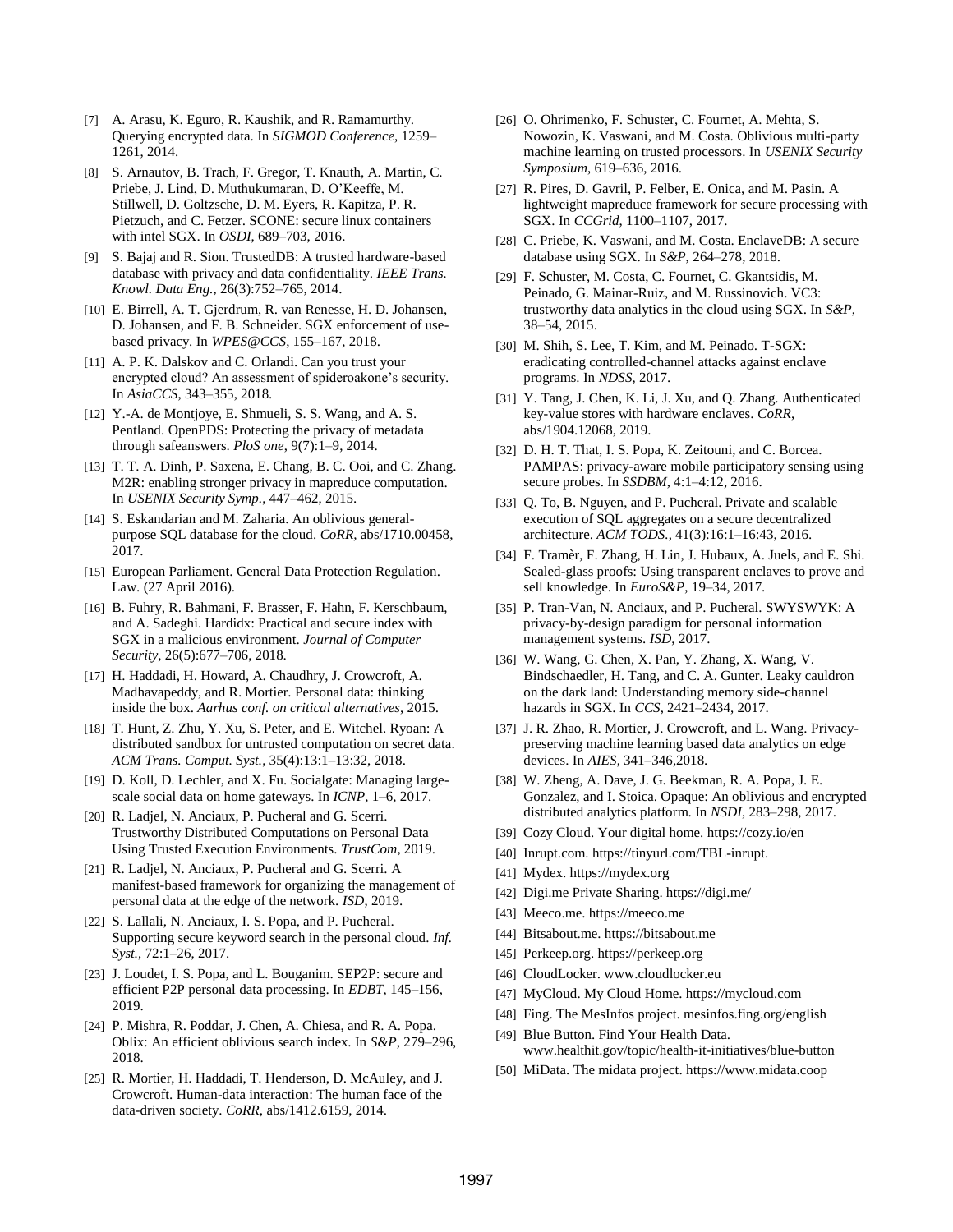[7] A. Arasu, K. Eguro, R. Kaushik, and R. Ramamurthy. Querying encrypted data. In *SIGMOD Conference*, 1259–1261, 2014.

[8] S. Arnautov, B. Trach, F. Gregor, T. Knauth, A. Martin, C. Priebe, J. Lind, D. Muthukumaran, D. O'Keeffe, M. Stillwell, D. Goltzsche, D. M. Eyers, R. Kapitza, P. R. Pietzuch, and C. Fetzer. SCONE: secure linux containers with intel SGX. In *OSDI*, 689–703, 2016.

[9] S. Bajaj and R. Sion. TrustedDB: A trusted hardware-based database with privacy and data confidentiality. *IEEE Trans. Knowl. Data Eng.*, 26(3):752–765, 2014.

[10] E. Birrell, A. T. Gjerdrum, R. van Renesse, H. D. Johansen, D. Johansen, and F. B. Schneider. SGX enforcement of use-based privacy. In *WPES@CCS*, 155–167, 2018.

[11] A. P. K. Dalskov and C. Orlandi. Can you trust your encrypted cloud? An assessment of spideroakone's security. In *AsiaCCS*, 343–355, 2018.

[12] Y.-A. de Montjoye, E. Shmueli, S. S. Wang, and A. S. Pentland. OpenPDS: Protecting the privacy of metadata through safeanswers. *PloS one*, 9(7):1–9, 2014.

[13] T. T. A. Dinh, P. Saxena, E. Chang, B. C. Ooi, and C. Zhang. M2R: enabling stronger privacy in mapreduce computation. In *USENIX Security Symp.*, 447–462, 2015.

[14] S. Eskandarian and M. Zaharia. An oblivious general-purpose SQL database for the cloud. *CoRR*, abs/1710.00458, 2017.

[15] European Parliament. General Data Protection Regulation. Law. (27 April 2016).

[16] B. Fuhry, R. Bahmani, F. Brasser, F. Hahn, F. Kerschbaum, and A. Sadeghi. Hardidx: Practical and secure index with SGX in a malicious environment. *Journal of Computer Security*, 26(5):677–706, 2018.

[17] H. Haddadi, H. Howard, A. Chaudhry, J. Crowcroft, A. Madhavapeddy, and R. Mortier. Personal data: thinking inside the box. *Aarhus conf. on critical alternatives*, 2015.

[18] T. Hunt, Z. Zhu, Y. Xu, S. Peter, and E. Witchel. Ryoan: A distributed sandbox for untrusted computation on secret data. *ACM Trans. Comput. Syst.*, 35(4):13:1–13:32, 2018.

[19] D. Koll, D. Lechler, and X. Fu. Socialgate: Managing large-scale social data on home gateways. In *ICNP*, 1–6, 2017.

[20] R. Ladjel, N. Anciaux, P. Pucheral and G. Scerri. Trustworthy Distributed Computations on Personal Data Using Trusted Execution Environments. *TrustCom*, 2019.

[21] R. Ladjel, N. Anciaux, P. Pucheral and G. Scerri. A manifest-based framework for organizing the management of personal data at the edge of the network. *ISD*, 2019.

[22] S. Lallali, N. Anciaux, I. S. Popa, and P. Pucheral. Supporting secure keyword search in the personal cloud. *Inf. Syst.*, 72:1–26, 2017.

[23] J. Loudet, I. S. Popa, and L. Bouganim. SEP2P: secure and efficient P2P personal data processing. In *EDBT*, 145–156, 2019.

[24] P. Mishra, R. Poddar, J. Chen, A. Chiesa, and R. A. Popa. Oblix: An efficient oblivious search index. In *S&P*, 279–296, 2018.

[25] R. Mortier, H. Haddadi, T. Henderson, D. McAuley, and J. Crowcroft. Human-data interaction: The human face of the data-driven society. *CoRR*, abs/1412.6159, 2014.

[26] O. Ohrimenko, F. Schuster, C. Fournet, A. Mehta, S. Nowozin, K. Vaswani, and M. Costa. Oblivious multi-party machine learning on trusted processors. In *USENIX Security Symposium*, 619–636, 2016.

[27] R. Pires, D. Gavril, P. Felber, E. Onica, and M. Pasin. A lightweight mapreduce framework for secure processing with SGX. In *CCGrid*, 1100–1107, 2017.

[28] C. Priebe, K. Vaswani, and M. Costa. EnclaveDB: A secure database using SGX. In *S&P*, 264–278, 2018.

[29] F. Schuster, M. Costa, C. Fournet, C. Gkantsidis, M. Peinado, G. Mainar-Ruiz, and M. Russinovich. VC3: trustworthy data analytics in the cloud using SGX. In *S&P*, 38–54, 2015.

[30] M. Shih, S. Lee, T. Kim, and M. Peinado. T-SGX: eradicating controlled-channel attacks against enclave programs. In *NDSS*, 2017.

[31] Y. Tang, J. Chen, K. Li, J. Xu, and Q. Zhang. Authenticated key-value stores with hardware enclaves. *CoRR*, abs/1904.12068, 2019.

[32] D. H. T. That, I. S. Popa, K. Zeitouni, and C. Borcea. PAMPAS: privacy-aware mobile participatory sensing using secure probes. In *SSDBM*, 4:1–4:12, 2016.

[33] Q. To, B. Nguyen, and P. Pucheral. Private and scalable execution of SQL aggregates on a secure decentralized architecture. *ACM TODS.*, 41(3):16:1–16:43, 2016.

[34] F. Tramèr, F. Zhang, H. Lin, J. Hubaux, A. Juels, and E. Shi. Sealed-glass proofs: Using transparent enclaves to prove and sell knowledge. In *EuroS&P*, 19–34, 2017.

[35] P. Tran-Van, N. Anciaux, and P. Pucheral. SWYSWYK: A privacy-by-design paradigm for personal information management systems. *ISD*, 2017.

[36] W. Wang, G. Chen, X. Pan, Y. Zhang, X. Wang, V. Bindschaedler, H. Tang, and C. A. Gunter. Leaky cauldron on the dark land: Understanding memory side-channel hazards in SGX. In *CCS*, 2421–2434, 2017.

[37] J. R. Zhao, R. Mortier, J. Crowcroft, and L. Wang. Privacy-preserving machine learning based data analytics on edge devices. In *AIES*, 341–346,2018.

[38] W. Zheng, A. Dave, J. G. Beekman, R. A. Popa, J. E. Gonzalez, and I. Stoica. Opaque: An oblivious and encrypted distributed analytics platform. In *NSDI*, 283–298, 2017.

[39] Cozy Cloud. Your digital home. https://cozy.io/en

[40] Inrupt.com. https://tinyurl.com/TBL-inrupt.

[41] Mydex. https://mydex.org

[42] Digi.me Private Sharing. https://digi.me/

[43] Meeco.me. https://meeco.me

[44] Bitsabout.me. https://bitsabout.me

[45] Perkeep.org. https://perkeep.org

[46] CloudLocker. www.cloudlocker.eu

[47] MyCloud. My Cloud Home. https://mycloud.com

[48] Fing. The MesInfos project. mesinfos.fing.org/english

[49] Blue Button. Find Your Health Data. www.healthit.gov/topic/health-it-initiatives/blue-button

[50] MiData. The midata project. https://www.midata.coop